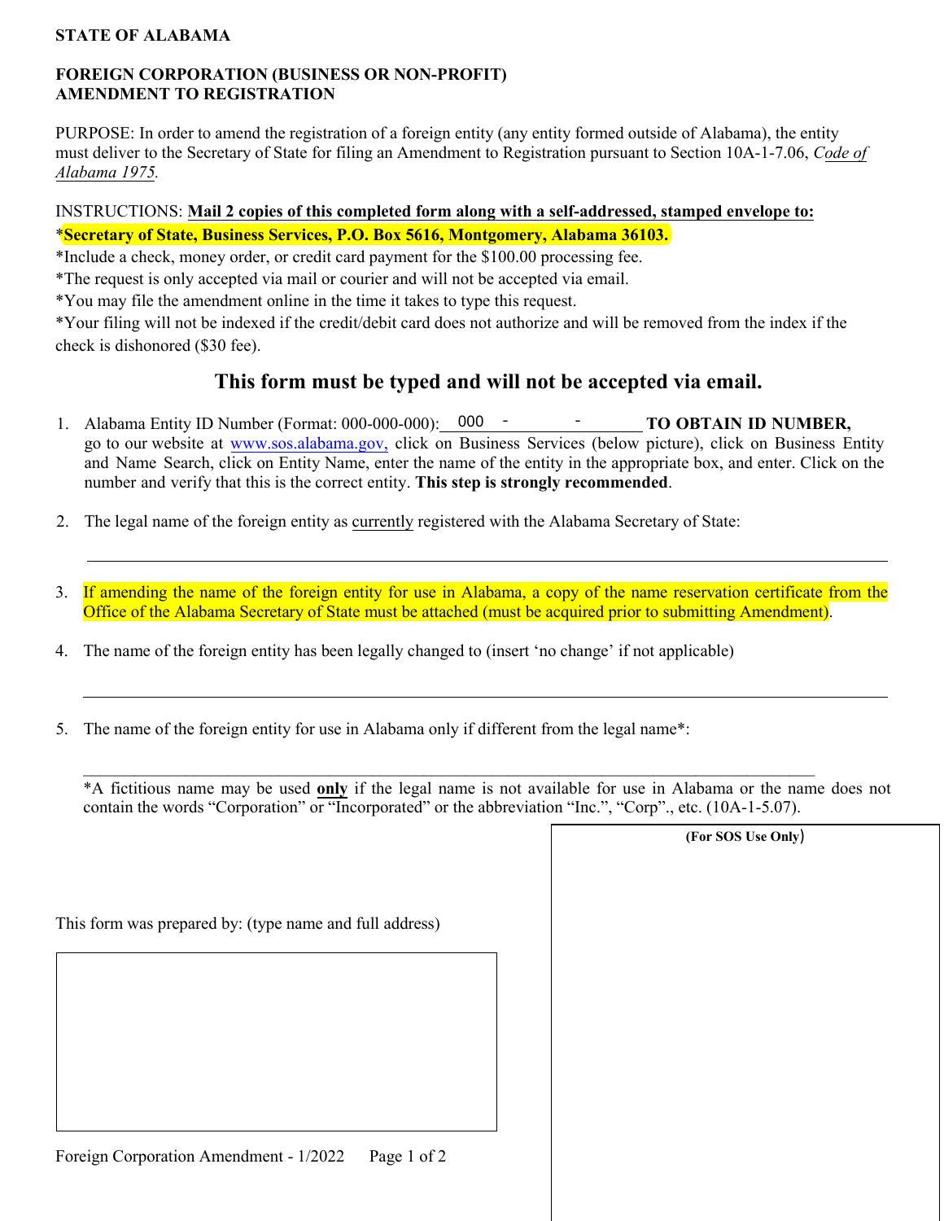**STATE OF ALABAMA**

**FOREIGN CORPORATION (BUSINESS OR NON-PROFIT)**
**AMENDMENT TO REGISTRATION**

PURPOSE: In order to amend the registration of a foreign entity (any entity formed outside of Alabama), the entity must deliver to the Secretary of State for filing an Amendment to Registration pursuant to Section 10A-1-7.06, *Code of Alabama 1975.*

INSTRUCTIONS: **Mail 2 copies of this completed form along with a self-addressed, stamped envelope to:**

\***Secretary of State, Business Services, P.O. Box 5616, Montgomery, Alabama 36103.**

\*Include a check, money order, or credit card payment for the $100.00 processing fee.

\*The request is only accepted via mail or courier and will not be accepted via email.

\*You may file the amendment online in the time it takes to type this request.

\*Your filing will not be indexed if the credit/debit card does not authorize and will be removed from the index if the check is dishonored ($30 fee).

## This form must be typed and will not be accepted via email.

1. Alabama Entity ID Number (Format: 000-000-000): 000 - ______ - ______ **TO OBTAIN ID NUMBER,** go to our website at www.sos.alabama.gov, click on Business Services (below picture), click on Business Entity and Name Search, click on Entity Name, enter the name of the entity in the appropriate box, and enter. Click on the number and verify that this is the correct entity. **This step is strongly recommended**.

2. The legal name of the foreign entity as currently registered with the Alabama Secretary of State:

   ______________________________________________________________________

3. If amending the name of the foreign entity for use in Alabama, a copy of the name reservation certificate from the Office of the Alabama Secretary of State must be attached (must be acquired prior to submitting Amendment).

4. The name of the foreign entity has been legally changed to (insert 'no change' if not applicable)

   ______________________________________________________________________

5. The name of the foreign entity for use in Alabama only if different from the legal name*:

   ______________________________________________________________________

   \*A fictitious name may be used **only** if the legal name is not available for use in Alabama or the name does not contain the words "Corporation" or "Incorporated" or the abbreviation "Inc.", "Corp"., etc. (10A-1-5.07).

This form was prepared by: (type name and full address)

(For SOS Use Only)

Foreign Corporation Amendment - 1/2022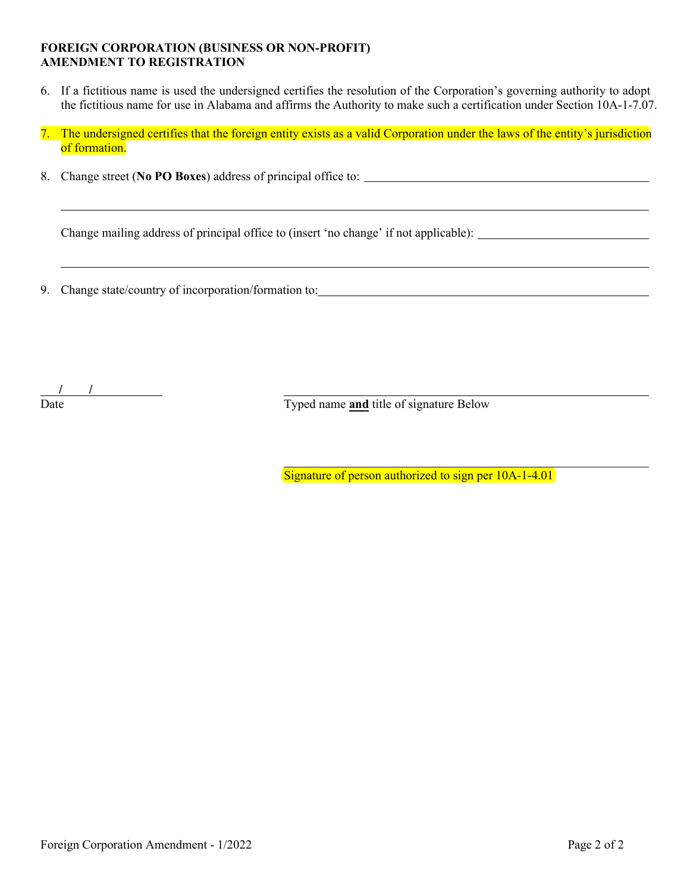**FOREIGN CORPORATION (BUSINESS OR NON-PROFIT)**
**AMENDMENT TO REGISTRATION**

6. If a fictitious name is used the undersigned certifies the resolution of the Corporation's governing authority to adopt the fictitious name for use in Alabama and affirms the Authority to make such a certification under Section 10A-1-7.07.

7. The undersigned certifies that the foreign entity exists as a valid Corporation under the laws of the entity's jurisdiction of formation.

8. Change street (**No PO Boxes**) address of principal office to: ______________________________________________

   ____________________________________________________________________________________________

   Change mailing address of principal office to (insert 'no change' if not applicable): ____________________________

   ____________________________________________________________________________________________

9. Change state/country of incorporation/formation to: ______________________________________________

____/____/________
Date

______________________________________________
Typed name **and** title of signature Below

______________________________________________
Signature of person authorized to sign per 10A-1-4.01

Foreign Corporation Amendment - 1/2022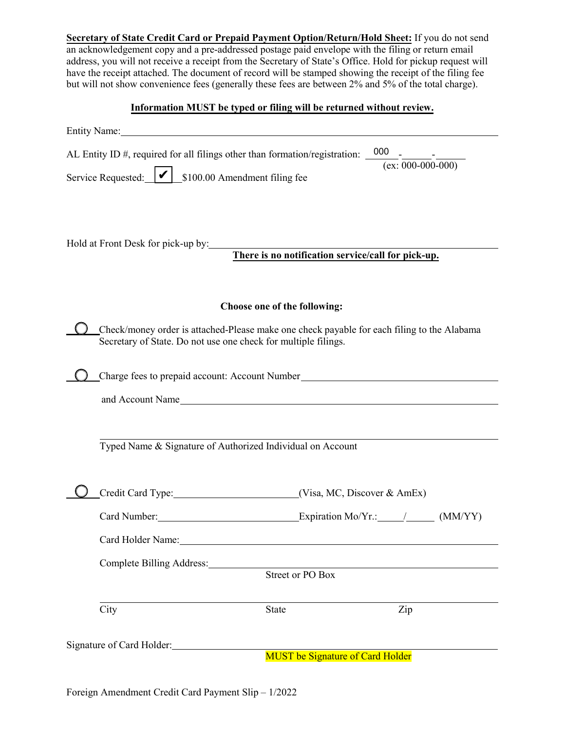**Secretary of State Credit Card or Prepaid Payment Option/Return/Hold Sheet:** If you do not send an acknowledgement copy and a pre-addressed postage paid envelope with the filing or return email address, you will not receive a receipt from the Secretary of State's Office. Hold for pickup request will have the receipt attached. The document of record will be stamped showing the receipt of the filing fee but will not show convenience fees (generally these fees are between 2% and 5% of the total charge).

**Information MUST be typed or filing will be returned without review.**

Entity Name: ______________________________

AL Entity ID #, required for all filings other than formation/registration: 000 - ______ - ______
(ex: 000-000-000)

Service Requested: ☑ $100.00 Amendment filing fee

Hold at Front Desk for pick-up by: ______________________________

**There is no notification service/call for pick-up.**

**Choose one of the following:**

○ Check/money order is attached-Please make one check payable for each filing to the Alabama Secretary of State. Do not use one check for multiple filings.

○ Charge fees to prepaid account: Account Number ______________________________

and Account Name ______________________________

______________________________
Typed Name & Signature of Authorized Individual on Account

○ Credit Card Type: ______________ (Visa, MC, Discover & AmEx)

Card Number: ______________ Expiration Mo/Yr.: ____/____ (MM/YY)

Card Holder Name: ______________________________

Complete Billing Address: ______________________________
Street or PO Box

______________________________
City State Zip

Signature of Card Holder: ______________________________
MUST be Signature of Card Holder

Foreign Amendment Credit Card Payment Slip – 1/2022